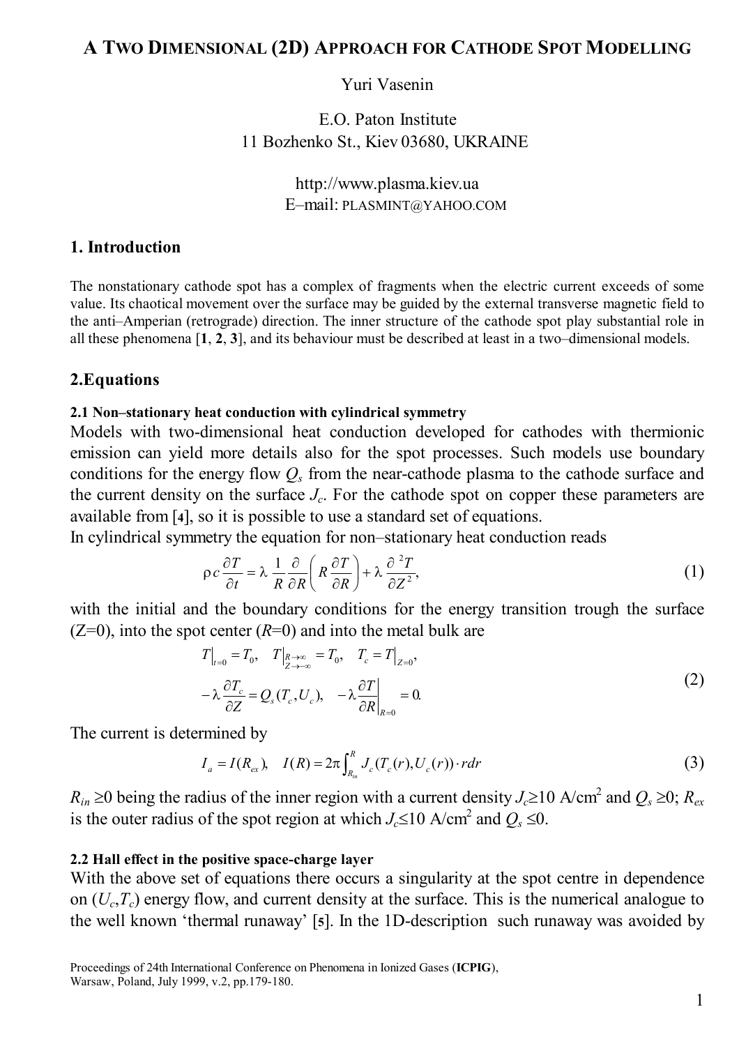# A Two Dimensional (2D) Approach for Cathode Spot Modelling

Yuri Vasenin

E.O. Paton Institute
11 Bozhenko St., Kiev 03680, UKRAINE

http://www.plasma.kiev.ua
E–mail: PLASMINT@YAHOO.COM

## 1. Introduction

The nonstationary cathode spot has a complex of fragments when the electric current exceeds of some value. Its chaotical movement over the surface may be guided by the external transverse magnetic field to the anti–Amperian (retrograde) direction. The inner structure of the cathode spot play substantial role in all these phenomena [**1**, **2**, **3**], and its behaviour must be described at least in a two–dimensional models.

## 2.Equations

### 2.1 Non–stationary heat conduction with cylindrical symmetry

Models with two-dimensional heat conduction developed for cathodes with thermionic emission can yield more details also for the spot processes. Such models use boundary conditions for the energy flow $Q_s$ from the near-cathode plasma to the cathode surface and the current density on the surface $J_c$. For the cathode spot on copper these parameters are available from [**4**], so it is possible to use a standard set of equations.

In cylindrical symmetry the equation for non–stationary heat conduction reads

$$\rho c \frac{\partial T}{\partial t} = \lambda \frac{1}{R} \frac{\partial}{\partial R}\left( R \frac{\partial T}{\partial R} \right) + \lambda \frac{\partial^2 T}{\partial Z^2}, \tag{1}$$

with the initial and the boundary conditions for the energy transition trough the surface ($Z$=0), into the spot center ($R$=0) and into the metal bulk are

$$\begin{aligned} &T\big|_{t=0} = T_0, \quad T\big|_{\substack{R\to\infty \\ Z\to-\infty}} = T_0, \quad T_c = T\big|_{Z=0}, \\ &-\lambda \frac{\partial T_c}{\partial Z} = Q_s(T_c, U_c), \quad -\lambda \frac{\partial T}{\partial R}\bigg|_{R=0} = 0. \end{aligned} \tag{2}$$

The current is determined by

$$I_a = I(R_{ex}), \quad I(R) = 2\pi \int_{R_{in}}^{R} J_c(T_c(r), U_c(r)) \cdot r dr \tag{3}$$

$R_{in} \geq 0$ being the radius of the inner region with a current density $J_c \geq 10$ A/cm$^2$ and $Q_s \geq 0$; $R_{ex}$ is the outer radius of the spot region at which $J_c \leq 10$ A/cm$^2$ and $Q_s \leq 0$.

### 2.2 Hall effect in the positive space-charge layer

With the above set of equations there occurs a singularity at the spot centre in dependence on ($U_c$,$T_c$) energy flow, and current density at the surface. This is the numerical analogue to the well known 'thermal runaway' [**5**]. In the 1D-description such runaway was avoided by

Proceedings of 24th International Conference on Phenomena in Ionized Gases (**ICPIG**),
Warsaw, Poland, July 1999, v.2, pp.179-180.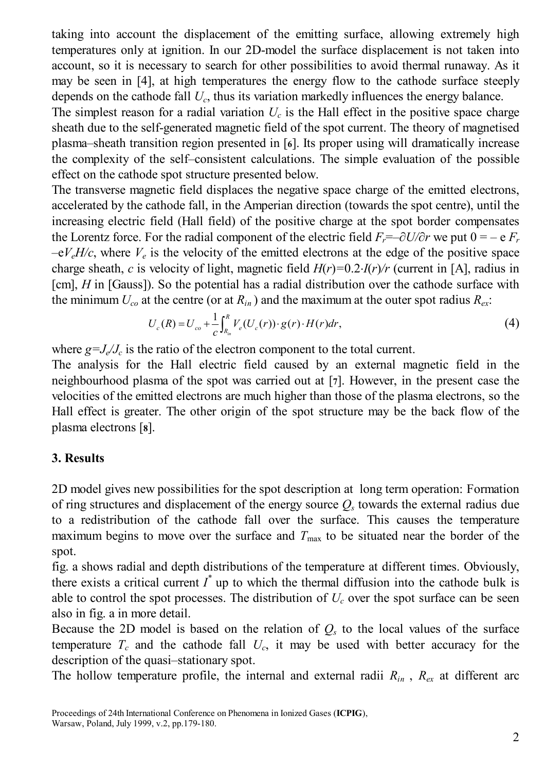taking into account the displacement of the emitting surface, allowing extremely high temperatures only at ignition. In our 2D-model the surface displacement is not taken into account, so it is necessary to search for other possibilities to avoid thermal runaway. As it may be seen in [4], at high temperatures the energy flow to the cathode surface steeply depends on the cathode fall $U_c$, thus its variation markedly influences the energy balance.

The simplest reason for a radial variation $U_c$ is the Hall effect in the positive space charge sheath due to the self-generated magnetic field of the spot current. The theory of magnetised plasma–sheath transition region presented in [6]. Its proper using will dramatically increase the complexity of the self–consistent calculations. The simple evaluation of the possible effect on the cathode spot structure presented below.

The transverse magnetic field displaces the negative space charge of the emitted electrons, accelerated by the cathode fall, in the Amperian direction (towards the spot centre), until the increasing electric field (Hall field) of the positive charge at the spot border compensates the Lorentz force. For the radial component of the electric field $F_r = -\partial U/\partial r$ we put $0 = -e F_r - eV_e H/c$, where $V_e$ is the velocity of the emitted electrons at the edge of the positive space charge sheath, $c$ is velocity of light, magnetic field $H(r)=0.2 \cdot I(r)/r$ (current in [A], radius in [cm], $H$ in [Gauss]). So the potential has a radial distribution over the cathode surface with the minimum $U_{co}$ at the centre (or at $R_{in}$) and the maximum at the outer spot radius $R_{ex}$:

$$U_c(R) = U_{co} + \frac{1}{c}\int_{R_{in}}^{R} V_e(U_c(r)) \cdot g(r) \cdot H(r) dr, \tag{4}$$

where $g=J_e/J_c$ is the ratio of the electron component to the total current.

The analysis for the Hall electric field caused by an external magnetic field in the neighbourhood plasma of the spot was carried out at [7]. However, in the present case the velocities of the emitted electrons are much higher than those of the plasma electrons, so the Hall effect is greater. The other origin of the spot structure may be the back flow of the plasma electrons [8].

## 3. Results

2D model gives new possibilities for the spot description at long term operation: Formation of ring structures and displacement of the energy source $Q_s$ towards the external radius due to a redistribution of the cathode fall over the surface. This causes the temperature maximum begins to move over the surface and $T_{\max}$ to be situated near the border of the spot.

fig. a shows radial and depth distributions of the temperature at different times. Obviously, there exists a critical current $I^*$ up to which the thermal diffusion into the cathode bulk is able to control the spot processes. The distribution of $U_c$ over the spot surface can be seen also in fig. a in more detail.

Because the 2D model is based on the relation of $Q_s$ to the local values of the surface temperature $T_c$ and the cathode fall $U_c$, it may be used with better accuracy for the description of the quasi–stationary spot.

The hollow temperature profile, the internal and external radii $R_{in}$ , $R_{ex}$ at different arc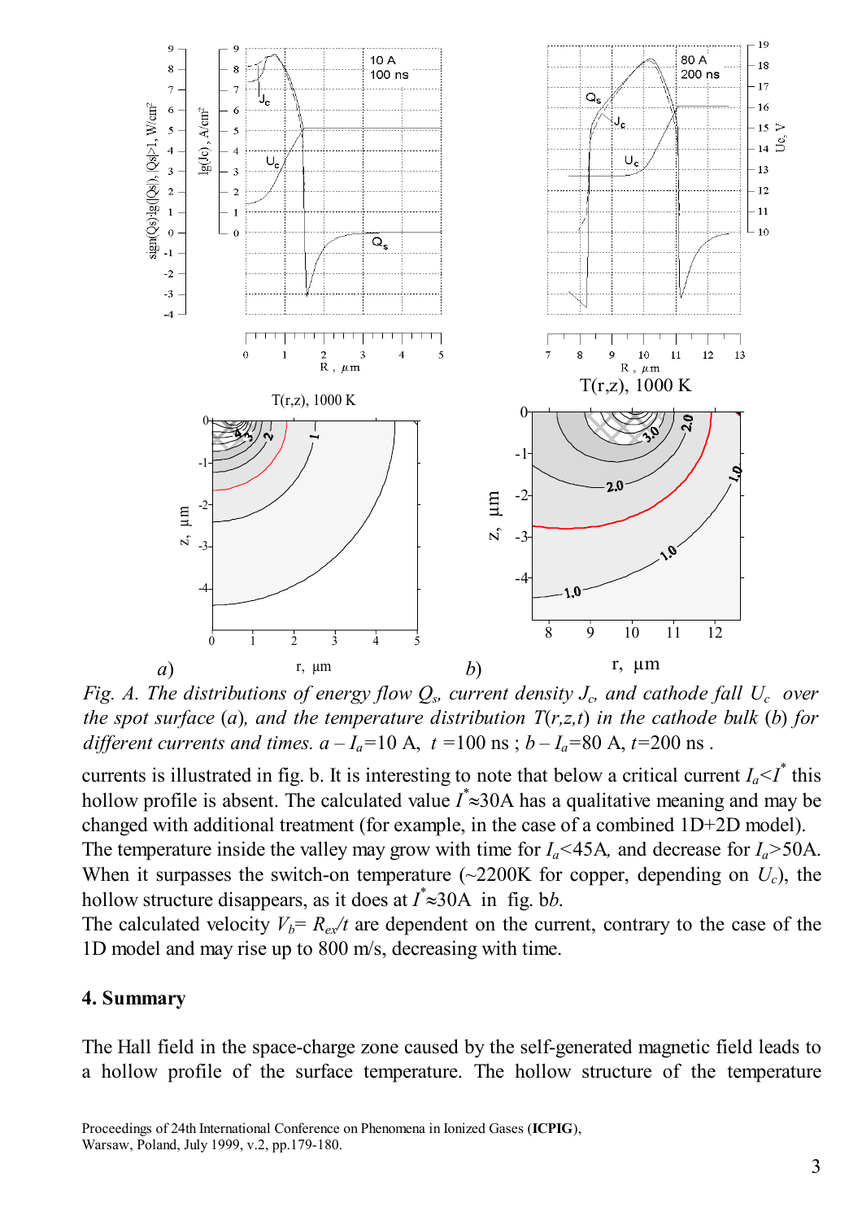*Fig. A. The distributions of energy flow $Q_s$, current density $J_c$, and cathode fall $U_c$ over the spot surface* (*a*), *and the temperature distribution $T(r,z,t)$ in the cathode bulk* (*b*) *for different currents and times. a – $I_a$=10 A, t =100 ns ; b – $I_a$=80 A, t=200 ns .*

currents is illustrated in fig. b. It is interesting to note that below a critical current $I_a<I^*$ this hollow profile is absent. The calculated value $I^*\approx$30A has a qualitative meaning and may be changed with additional treatment (for example, in the case of a combined 1D+2D model). The temperature inside the valley may grow with time for $I_a$<45A, and decrease for $I_a$>50A. When it surpasses the switch-on temperature (~2200K for copper, depending on $U_c$), the hollow structure disappears, as it does at $I^*\approx$30A in fig. b*b*.

The calculated velocity $V_b= R_{ex}/t$ are dependent on the current, contrary to the case of the 1D model and may rise up to 800 m/s, decreasing with time.

## 4. Summary

The Hall field in the space-charge zone caused by the self-generated magnetic field leads to a hollow profile of the surface temperature. The hollow structure of the temperature

Proceedings of 24th International Conference on Phenomena in Ionized Gases (**ICPIG**), Warsaw, Poland, July 1999, v.2, pp.179-180.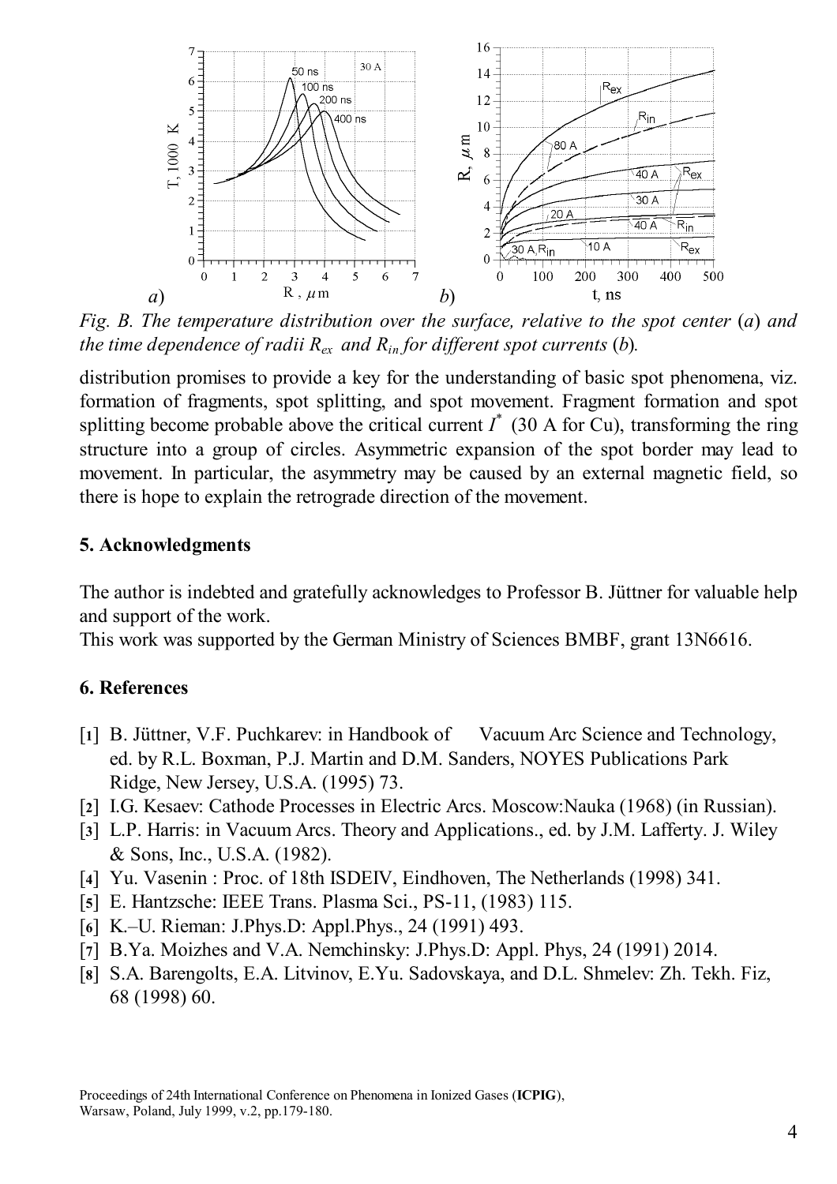7
6
5
4
3
2
1
0

T, 1000 K

0 1 2 3 4 5 6 7

R , $\mu$m

50 ns
100 ns
200 ns
400 ns
30 A

*a*)

16
14
12
10
8
6
4
2
0

R, $\mu$m

0 100 200 300 400 500

t, ns

$R_{ex}$
$R_{in}$
80 A
40 A $R_{ex}$
30 A
20 A
40 A $R_{in}$
30 A $R_{in}$
10 A
$R_{ex}$

*b*)

*Fig. B. The temperature distribution over the surface, relative to the spot center* (*a*) *and the time dependence of radii* $R_{ex}$ *and* $R_{in}$ *for different spot currents* (*b*).

distribution promises to provide a key for the understanding of basic spot phenomena, viz. formation of fragments, spot splitting, and spot movement. Fragment formation and spot splitting become probable above the critical current $I^*$ (30 A for Cu), transforming the ring structure into a group of circles. Asymmetric expansion of the spot border may lead to movement. In particular, the asymmetry may be caused by an external magnetic field, so there is hope to explain the retrograde direction of the movement.

## 5. Acknowledgments

The author is indebted and gratefully acknowledges to Professor B. Jüttner for valuable help and support of the work.
This work was supported by the German Ministry of Sciences BMBF, grant 13N6616.

## 6. References

[1] B. Jüttner, V.F. Puchkarev: in Handbook of Vacuum Arc Science and Technology, ed. by R.L. Boxman, P.J. Martin and D.M. Sanders, NOYES Publications Park Ridge, New Jersey, U.S.A. (1995) 73.
[2] I.G. Kesaev: Cathode Processes in Electric Arcs. Moscow:Nauka (1968) (in Russian).
[3] L.P. Harris: in Vacuum Arcs. Theory and Applications., ed. by J.M. Lafferty. J. Wiley & Sons, Inc., U.S.A. (1982).
[4] Yu. Vasenin : Proc. of 18th ISDEIV, Eindhoven, The Netherlands (1998) 341.
[5] E. Hantzsche: IEEE Trans. Plasma Sci., PS-11, (1983) 115.
[6] K.–U. Rieman: J.Phys.D: Appl.Phys., 24 (1991) 493.
[7] B.Ya. Moizhes and V.A. Nemchinsky: J.Phys.D: Appl. Phys, 24 (1991) 2014.
[8] S.A. Barengolts, E.A. Litvinov, E.Yu. Sadovskaya, and D.L. Shmelev: Zh. Tekh. Fiz, 68 (1998) 60.

Proceedings of 24th International Conference on Phenomena in Ionized Gases (**ICPIG**), Warsaw, Poland, July 1999, v.2, pp.179-180.